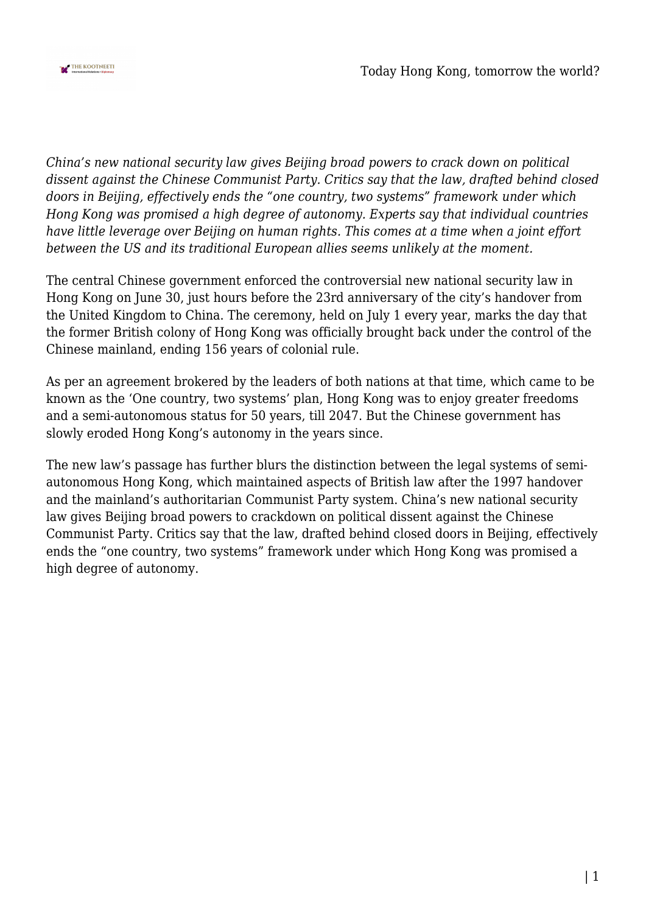*China's new national security law gives Beijing broad powers to crack down on political dissent against the Chinese Communist Party. Critics say that the law, drafted behind closed doors in Beijing, effectively ends the "one country, two systems" framework under which Hong Kong was promised a high degree of autonomy. Experts say that individual countries have little leverage over Beijing on human rights. This comes at a time when a joint effort between the US and its traditional European allies seems unlikely at the moment.*

The central Chinese government enforced the controversial new national security law in Hong Kong on June 30, just hours before the 23rd anniversary of the city's handover from the United Kingdom to China. The ceremony, held on July 1 every year, marks the day that the former British colony of Hong Kong was officially brought back under the control of the Chinese mainland, ending 156 years of colonial rule.

As per an agreement brokered by the leaders of both nations at that time, which came to be known as the 'One country, two systems' plan, Hong Kong was to enjoy greater freedoms and a semi-autonomous status for 50 years, till 2047. But the Chinese government has slowly eroded Hong Kong's autonomy in the years since.

The new law's passage has further blurs the distinction between the legal systems of semi-autonomous Hong Kong, which maintained aspects of British law after the 1997 handover and the mainland's authoritarian Communist Party system. China's new national security law gives Beijing broad powers to crackdown on political dissent against the Chinese Communist Party. Critics say that the law, drafted behind closed doors in Beijing, effectively ends the "one country, two systems" framework under which Hong Kong was promised a high degree of autonomy.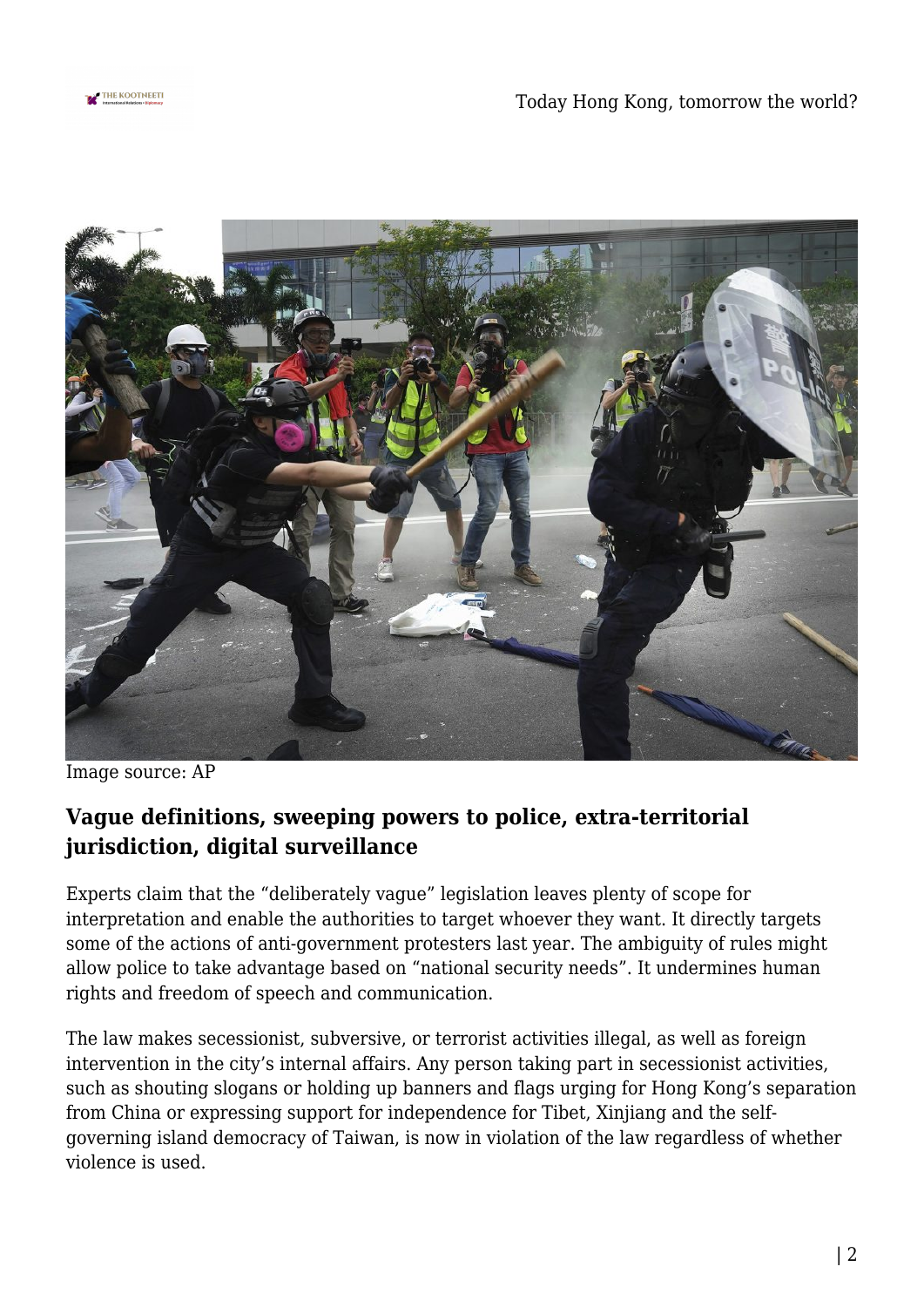Image source: AP

### Vague definitions, sweeping powers to police, extra-territorial jurisdiction, digital surveillance

Experts claim that the "deliberately vague" legislation leaves plenty of scope for interpretation and enable the authorities to target whoever they want. It directly targets some of the actions of anti-government protesters last year. The ambiguity of rules might allow police to take advantage based on "national security needs". It undermines human rights and freedom of speech and communication.

The law makes secessionist, subversive, or terrorist activities illegal, as well as foreign intervention in the city's internal affairs. Any person taking part in secessionist activities, such as shouting slogans or holding up banners and flags urging for Hong Kong's separation from China or expressing support for independence for Tibet, Xinjiang and the self-governing island democracy of Taiwan, is now in violation of the law regardless of whether violence is used.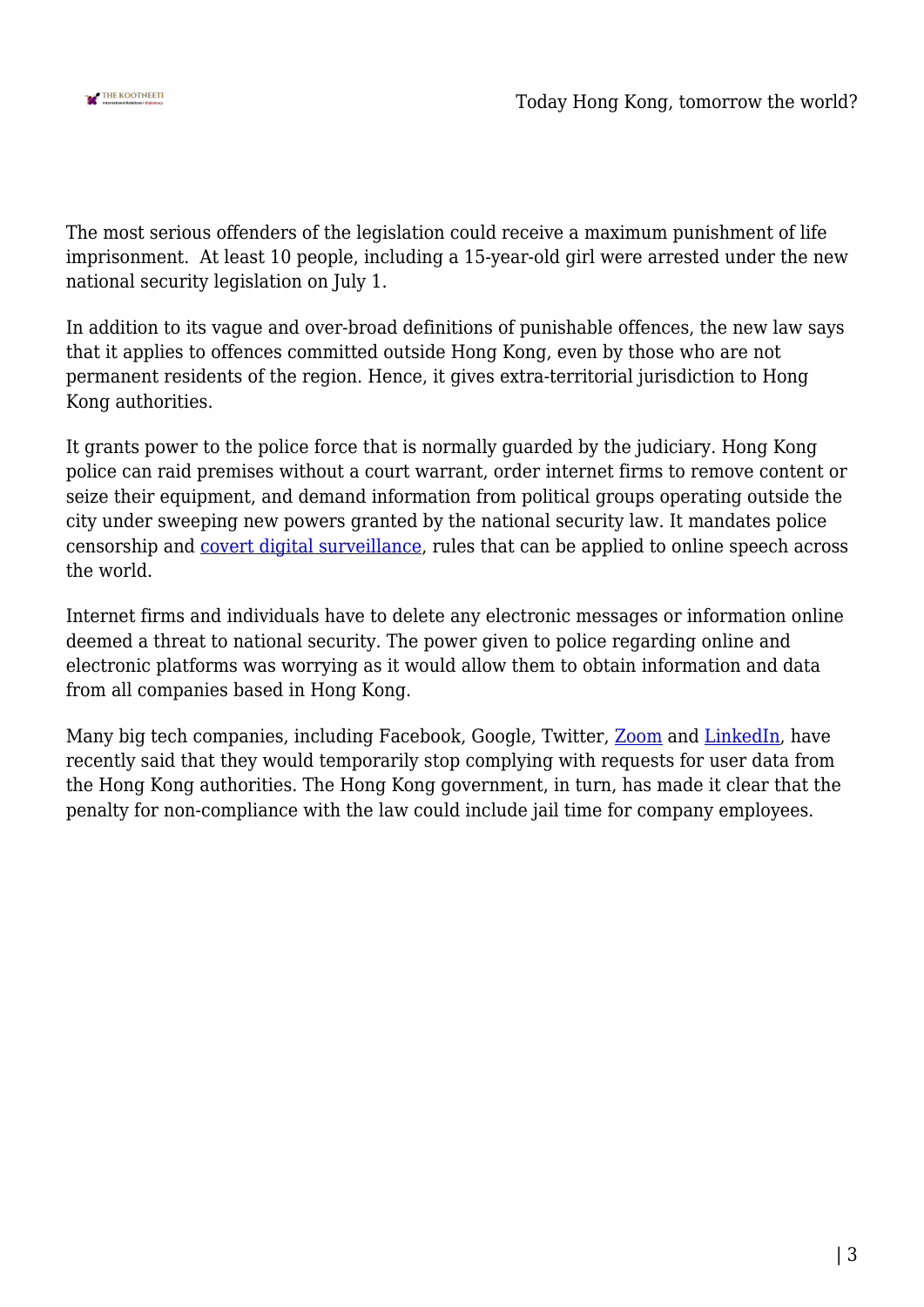The most serious offenders of the legislation could receive a maximum punishment of life imprisonment. At least 10 people, including a 15-year-old girl were arrested under the new national security legislation on July 1.

In addition to its vague and over-broad definitions of punishable offences, the new law says that it applies to offences committed outside Hong Kong, even by those who are not permanent residents of the region. Hence, it gives extra-territorial jurisdiction to Hong Kong authorities.

It grants power to the police force that is normally guarded by the judiciary. Hong Kong police can raid premises without a court warrant, order internet firms to remove content or seize their equipment, and demand information from political groups operating outside the city under sweeping new powers granted by the national security law. It mandates police censorship and covert digital surveillance, rules that can be applied to online speech across the world.

Internet firms and individuals have to delete any electronic messages or information online deemed a threat to national security. The power given to police regarding online and electronic platforms was worrying as it would allow them to obtain information and data from all companies based in Hong Kong.

Many big tech companies, including Facebook, Google, Twitter, Zoom and LinkedIn, have recently said that they would temporarily stop complying with requests for user data from the Hong Kong authorities. The Hong Kong government, in turn, has made it clear that the penalty for non-compliance with the law could include jail time for company employees.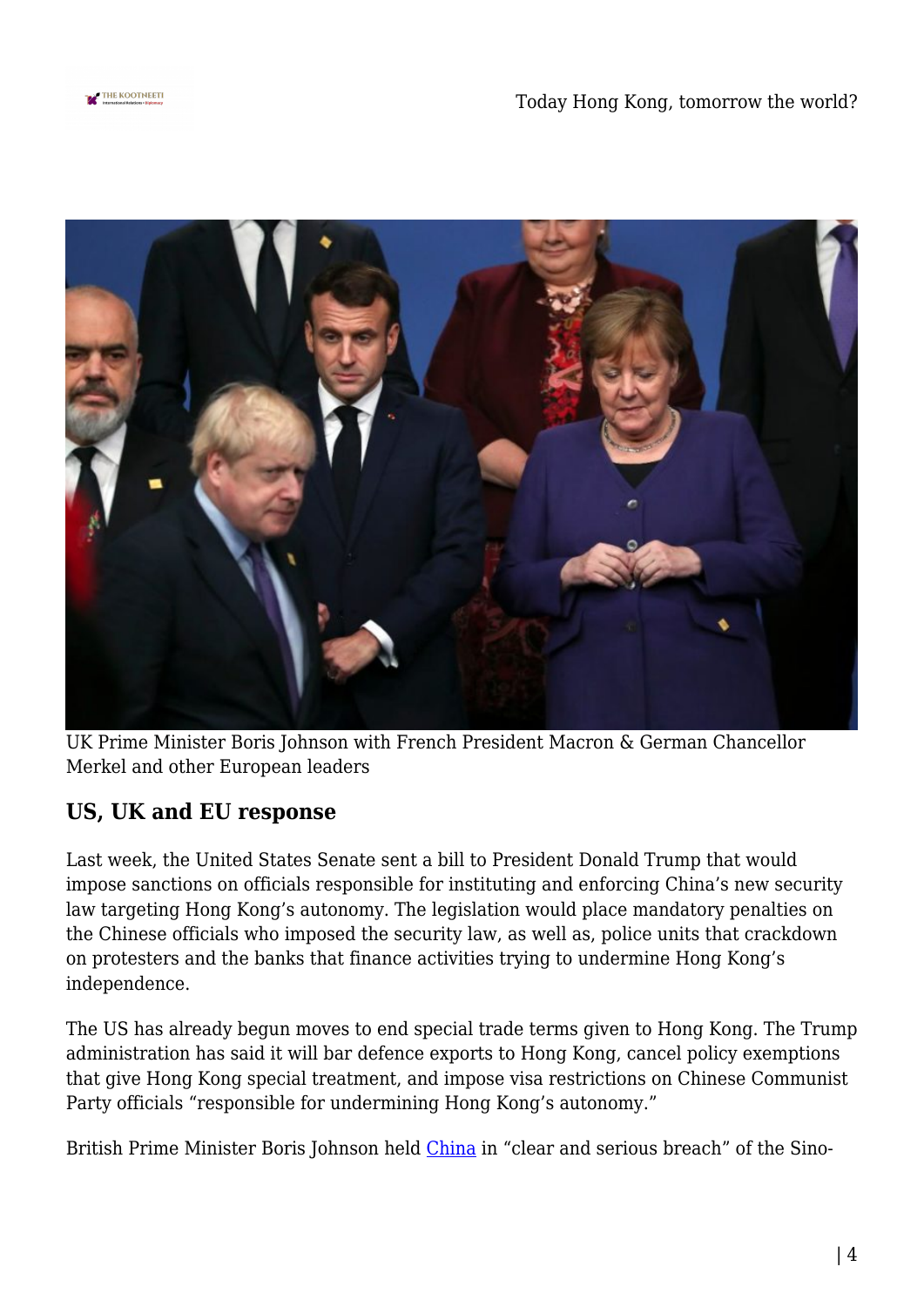UK Prime Minister Boris Johnson with French President Macron & German Chancellor Merkel and other European leaders

## US, UK and EU response

Last week, the United States Senate sent a bill to President Donald Trump that would impose sanctions on officials responsible for instituting and enforcing China's new security law targeting Hong Kong's autonomy. The legislation would place mandatory penalties on the Chinese officials who imposed the security law, as well as, police units that crackdown on protesters and the banks that finance activities trying to undermine Hong Kong's independence.

The US has already begun moves to end special trade terms given to Hong Kong. The Trump administration has said it will bar defence exports to Hong Kong, cancel policy exemptions that give Hong Kong special treatment, and impose visa restrictions on Chinese Communist Party officials "responsible for undermining Hong Kong's autonomy."

British Prime Minister Boris Johnson held China in "clear and serious breach" of the Sino-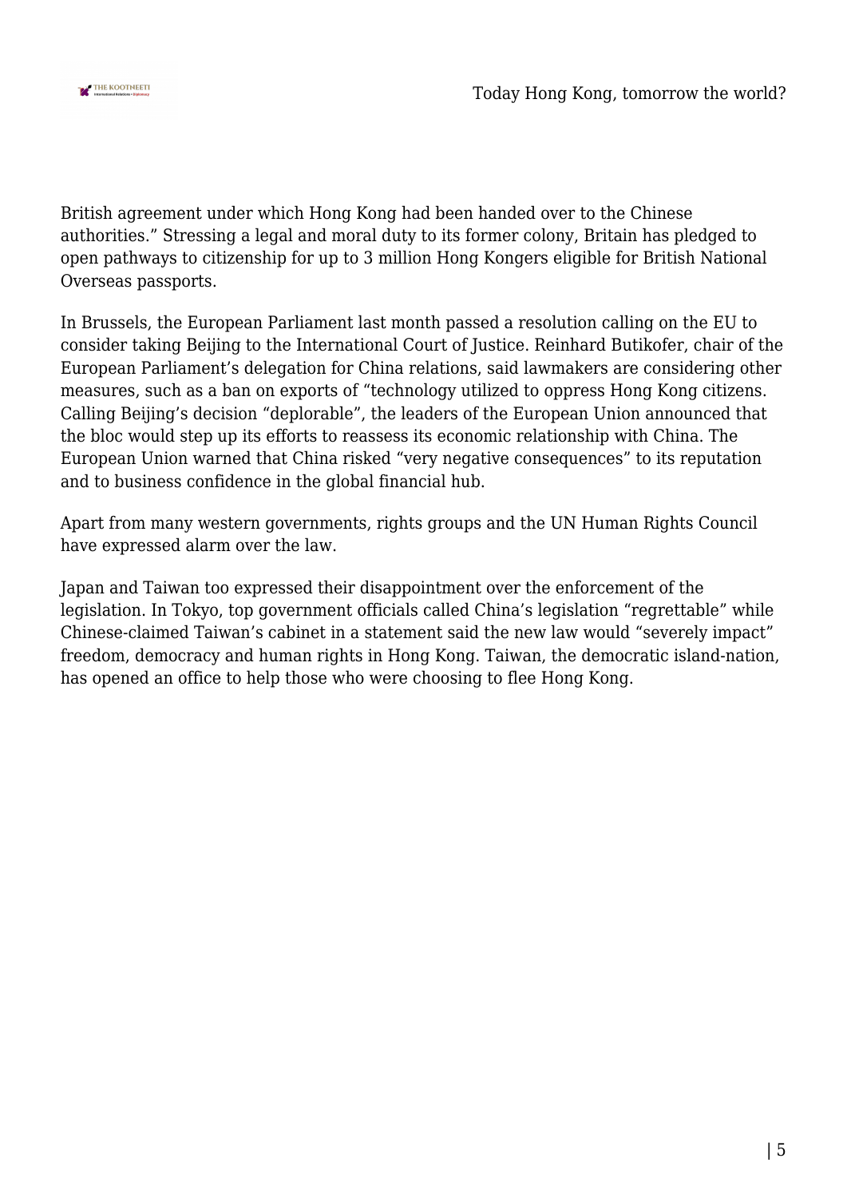British agreement under which Hong Kong had been handed over to the Chinese authorities." Stressing a legal and moral duty to its former colony, Britain has pledged to open pathways to citizenship for up to 3 million Hong Kongers eligible for British National Overseas passports.

In Brussels, the European Parliament last month passed a resolution calling on the EU to consider taking Beijing to the International Court of Justice. Reinhard Butikofer, chair of the European Parliament's delegation for China relations, said lawmakers are considering other measures, such as a ban on exports of "technology utilized to oppress Hong Kong citizens. Calling Beijing's decision "deplorable", the leaders of the European Union announced that the bloc would step up its efforts to reassess its economic relationship with China. The European Union warned that China risked "very negative consequences" to its reputation and to business confidence in the global financial hub.

Apart from many western governments, rights groups and the UN Human Rights Council have expressed alarm over the law.

Japan and Taiwan too expressed their disappointment over the enforcement of the legislation. In Tokyo, top government officials called China's legislation "regrettable" while Chinese-claimed Taiwan's cabinet in a statement said the new law would "severely impact" freedom, democracy and human rights in Hong Kong. Taiwan, the democratic island-nation, has opened an office to help those who were choosing to flee Hong Kong.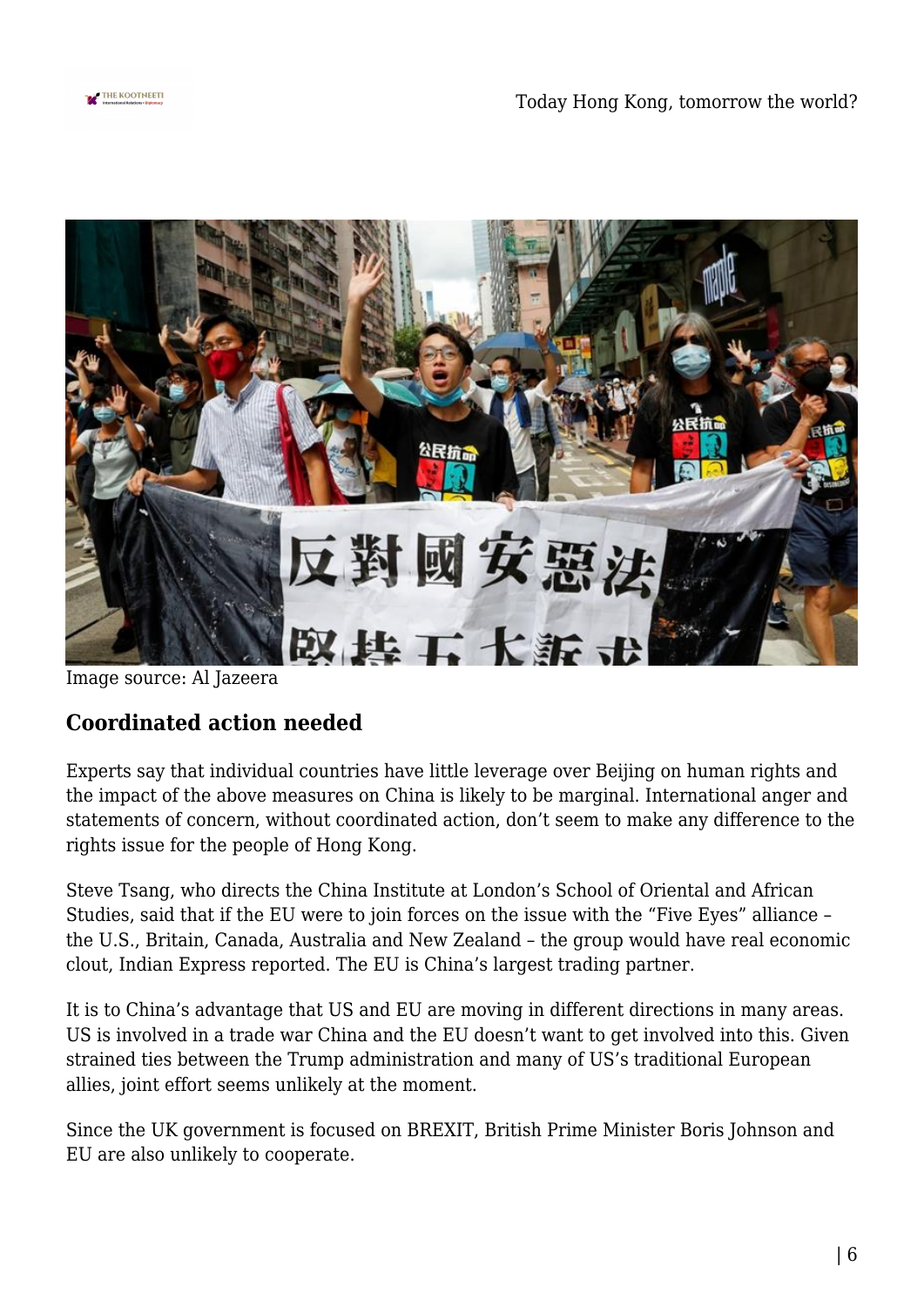Image source: Al Jazeera

## Coordinated action needed

Experts say that individual countries have little leverage over Beijing on human rights and the impact of the above measures on China is likely to be marginal. International anger and statements of concern, without coordinated action, don't seem to make any difference to the rights issue for the people of Hong Kong.

Steve Tsang, who directs the China Institute at London's School of Oriental and African Studies, said that if the EU were to join forces on the issue with the "Five Eyes" alliance – the U.S., Britain, Canada, Australia and New Zealand – the group would have real economic clout, Indian Express reported. The EU is China's largest trading partner.

It is to China's advantage that US and EU are moving in different directions in many areas. US is involved in a trade war China and the EU doesn't want to get involved into this. Given strained ties between the Trump administration and many of US's traditional European allies, joint effort seems unlikely at the moment.

Since the UK government is focused on BREXIT, British Prime Minister Boris Johnson and EU are also unlikely to cooperate.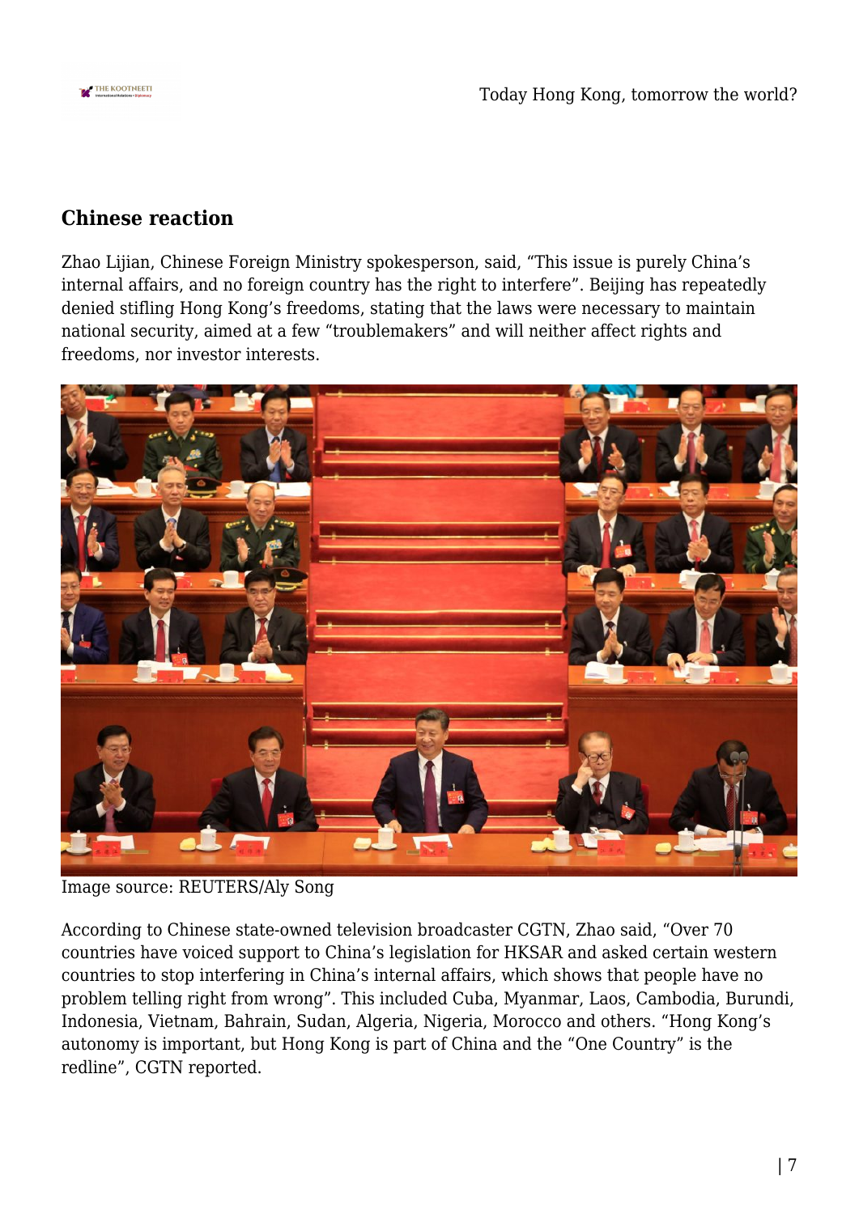## Chinese reaction

Zhao Lijian, Chinese Foreign Ministry spokesperson, said, "This issue is purely China's internal affairs, and no foreign country has the right to interfere". Beijing has repeatedly denied stifling Hong Kong's freedoms, stating that the laws were necessary to maintain national security, aimed at a few "troublemakers" and will neither affect rights and freedoms, nor investor interests.

Image source: REUTERS/Aly Song

According to Chinese state-owned television broadcaster CGTN, Zhao said, "Over 70 countries have voiced support to China's legislation for HKSAR and asked certain western countries to stop interfering in China's internal affairs, which shows that people have no problem telling right from wrong". This included Cuba, Myanmar, Laos, Cambodia, Burundi, Indonesia, Vietnam, Bahrain, Sudan, Algeria, Nigeria, Morocco and others. "Hong Kong's autonomy is important, but Hong Kong is part of China and the "One Country" is the redline", CGTN reported.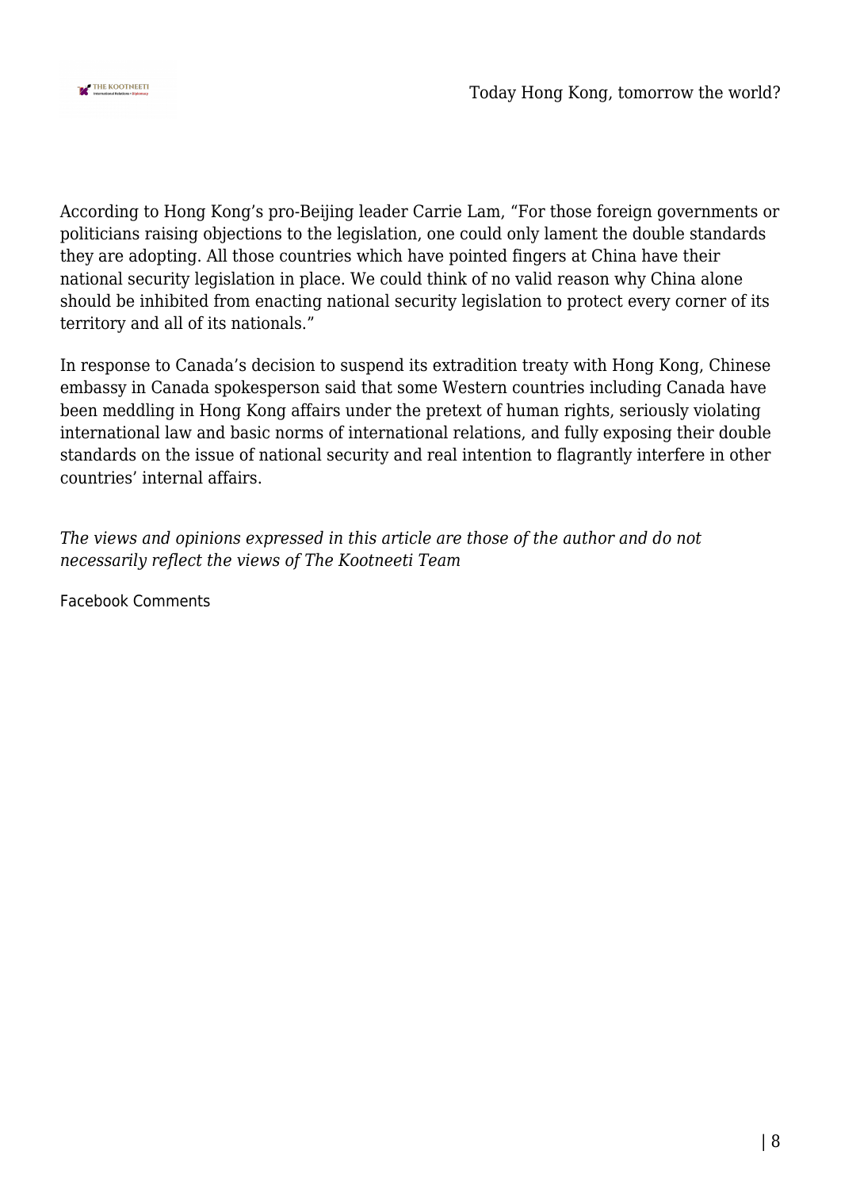According to Hong Kong's pro-Beijing leader Carrie Lam, "For those foreign governments or politicians raising objections to the legislation, one could only lament the double standards they are adopting. All those countries which have pointed fingers at China have their national security legislation in place. We could think of no valid reason why China alone should be inhibited from enacting national security legislation to protect every corner of its territory and all of its nationals."

In response to Canada's decision to suspend its extradition treaty with Hong Kong, Chinese embassy in Canada spokesperson said that some Western countries including Canada have been meddling in Hong Kong affairs under the pretext of human rights, seriously violating international law and basic norms of international relations, and fully exposing their double standards on the issue of national security and real intention to flagrantly interfere in other countries' internal affairs.

*The views and opinions expressed in this article are those of the author and do not necessarily reflect the views of The Kootneeti Team*

Facebook Comments